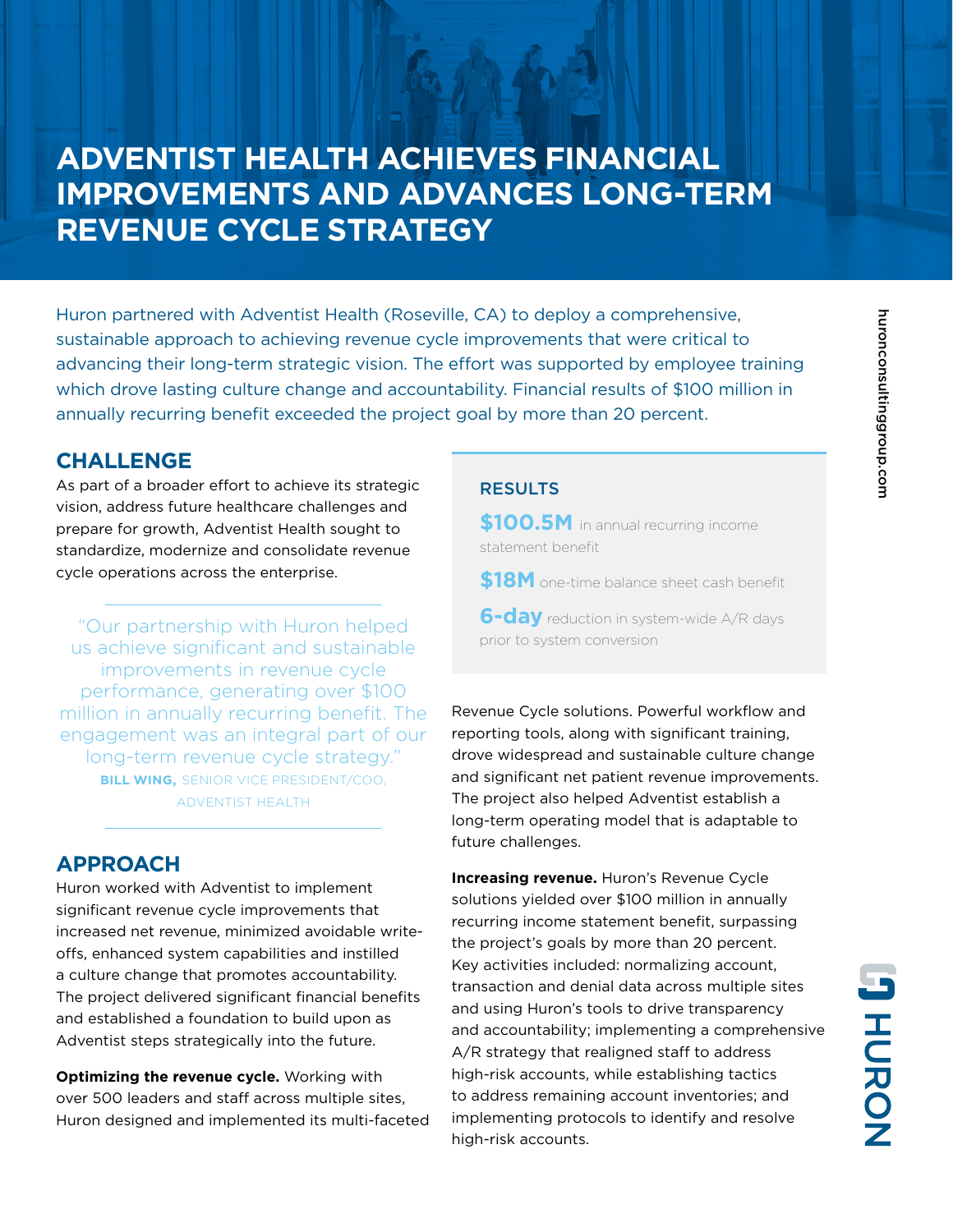# ADVENTIST HEALTH ACHIEVES FINANCIAL IMPROVEMENTS AND ADVANCES LONG-TERM REVENUE CYCLE STRATEGY

Huron partnered with Adventist Health (Roseville, CA) to deploy a comprehensive, sustainable approach to achieving revenue cycle improvements that were critical to advancing their long-term strategic vision. The effort was supported by employee training which drove lasting culture change and accountability. Financial results of $100 million in annually recurring benefit exceeded the project goal by more than 20 percent.

## CHALLENGE

As part of a broader effort to achieve its strategic vision, address future healthcare challenges and prepare for growth, Adventist Health sought to standardize, modernize and consolidate revenue cycle operations across the enterprise.

> "Our partnership with Huron helped us achieve significant and sustainable improvements in revenue cycle performance, generating over $100 million in annually recurring benefit. The engagement was an integral part of our long-term revenue cycle strategy."
>
> **BILL WING,** SENIOR VICE PRESIDENT/COO, ADVENTIST HEALTH

## APPROACH

Huron worked with Adventist to implement significant revenue cycle improvements that increased net revenue, minimized avoidable write-offs, enhanced system capabilities and instilled a culture change that promotes accountability. The project delivered significant financial benefits and established a foundation to build upon as Adventist steps strategically into the future.

**Optimizing the revenue cycle.** Working with over 500 leaders and staff across multiple sites, Huron designed and implemented its multi-faceted Revenue Cycle solutions. Powerful workflow and reporting tools, along with significant training, drove widespread and sustainable culture change and significant net patient revenue improvements. The project also helped Adventist establish a long-term operating model that is adaptable to future challenges.

**Increasing revenue.** Huron's Revenue Cycle solutions yielded over $100 million in annually recurring income statement benefit, surpassing the project's goals by more than 20 percent. Key activities included: normalizing account, transaction and denial data across multiple sites and using Huron's tools to drive transparency and accountability; implementing a comprehensive A/R strategy that realigned staff to address high-risk accounts, while establishing tactics to address remaining account inventories; and implementing protocols to identify and resolve high-risk accounts.

### RESULTS

**$100.5M** in annual recurring income statement benefit

**$18M** one-time balance sheet cash benefit

**6-day** reduction in system-wide A/R days prior to system conversion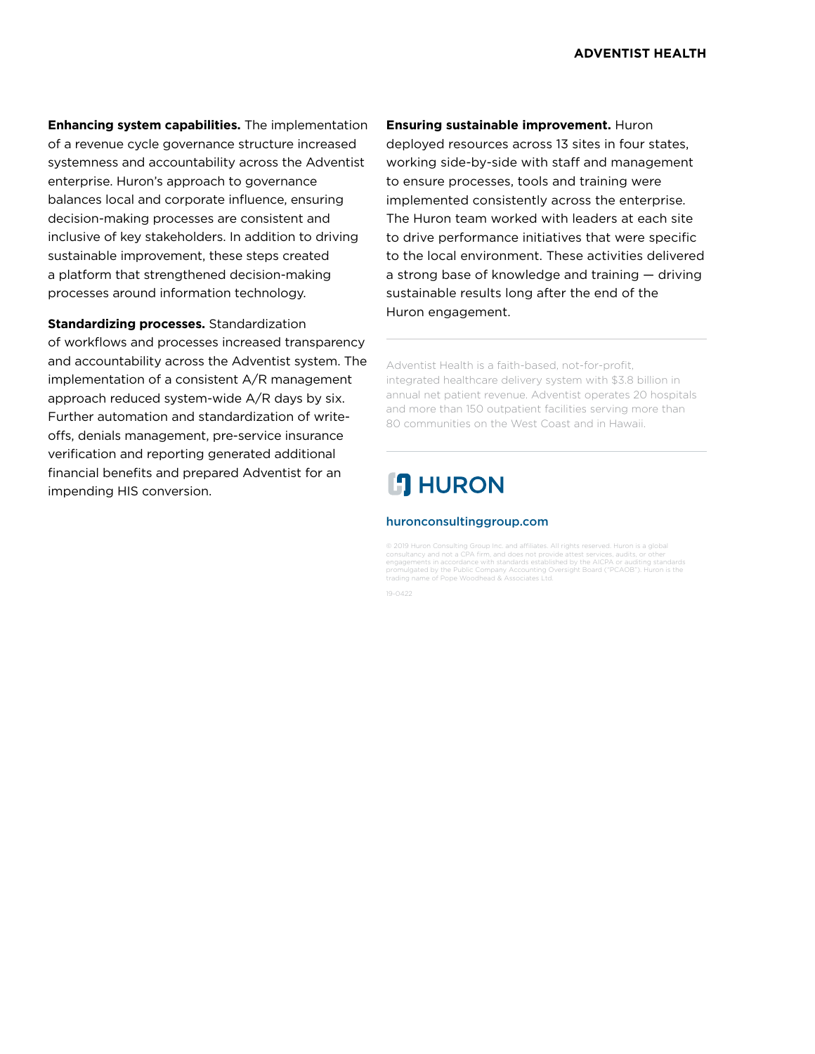**Enhancing system capabilities.** The implementation of a revenue cycle governance structure increased systemness and accountability across the Adventist enterprise. Huron's approach to governance balances local and corporate influence, ensuring decision-making processes are consistent and inclusive of key stakeholders. In addition to driving sustainable improvement, these steps created a platform that strengthened decision-making processes around information technology.

**Standardizing processes.** Standardization of workflows and processes increased transparency and accountability across the Adventist system. The implementation of a consistent A/R management approach reduced system-wide A/R days by six. Further automation and standardization of write-offs, denials management, pre-service insurance verification and reporting generated additional financial benefits and prepared Adventist for an impending HIS conversion.

**Ensuring sustainable improvement.** Huron deployed resources across 13 sites in four states, working side-by-side with staff and management to ensure processes, tools and training were implemented consistently across the enterprise. The Huron team worked with leaders at each site to drive performance initiatives that were specific to the local environment. These activities delivered a strong base of knowledge and training — driving sustainable results long after the end of the Huron engagement.

---

Adventist Health is a faith-based, not-for-profit, integrated healthcare delivery system with $3.8 billion in annual net patient revenue. Adventist operates 20 hospitals and more than 150 outpatient facilities serving more than 80 communities on the West Coast and in Hawaii.

---

HURON

huronconsultinggroup.com

© 2019 Huron Consulting Group Inc. and affiliates. All rights reserved. Huron is a global consultancy and not a CPA firm, and does not provide attest services, audits, or other engagements in accordance with standards established by the AICPA or auditing standards promulgated by the Public Company Accounting Oversight Board ("PCAOB"). Huron is the trading name of Pope Woodhead & Associates Ltd.

19-0422